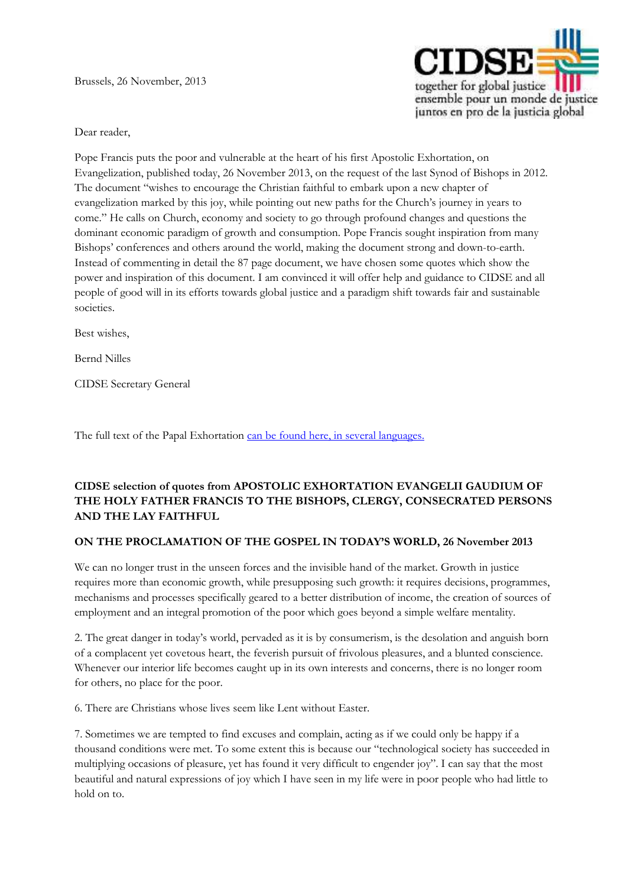Brussels, 26 November, 2013

CIDSE
together for global justice
ensemble pour un monde de justice
juntos en pro de la justicia global

Dear reader,

Pope Francis puts the poor and vulnerable at the heart of his first Apostolic Exhortation, on Evangelization, published today, 26 November 2013, on the request of the last Synod of Bishops in 2012. The document "wishes to encourage the Christian faithful to embark upon a new chapter of evangelization marked by this joy, while pointing out new paths for the Church's journey in years to come." He calls on Church, economy and society to go through profound changes and questions the dominant economic paradigm of growth and consumption. Pope Francis sought inspiration from many Bishops' conferences and others around the world, making the document strong and down-to-earth. Instead of commenting in detail the 87 page document, we have chosen some quotes which show the power and inspiration of this document. I am convinced it will offer help and guidance to CIDSE and all people of good will in its efforts towards global justice and a paradigm shift towards fair and sustainable societies.

Best wishes,

Bernd Nilles

CIDSE Secretary General

The full text of the Papal Exhortation [can be found here, in several languages.]

**CIDSE selection of quotes from APOSTOLIC EXHORTATION EVANGELII GAUDIUM OF THE HOLY FATHER FRANCIS TO THE BISHOPS, CLERGY, CONSECRATED PERSONS AND THE LAY FAITHFUL**

**ON THE PROCLAMATION OF THE GOSPEL IN TODAY'S WORLD, 26 November 2013**

We can no longer trust in the unseen forces and the invisible hand of the market. Growth in justice requires more than economic growth, while presupposing such growth: it requires decisions, programmes, mechanisms and processes specifically geared to a better distribution of income, the creation of sources of employment and an integral promotion of the poor which goes beyond a simple welfare mentality.

2. The great danger in today's world, pervaded as it is by consumerism, is the desolation and anguish born of a complacent yet covetous heart, the feverish pursuit of frivolous pleasures, and a blunted conscience. Whenever our interior life becomes caught up in its own interests and concerns, there is no longer room for others, no place for the poor.

6. There are Christians whose lives seem like Lent without Easter.

7. Sometimes we are tempted to find excuses and complain, acting as if we could only be happy if a thousand conditions were met. To some extent this is because our "technological society has succeeded in multiplying occasions of pleasure, yet has found it very difficult to engender joy". I can say that the most beautiful and natural expressions of joy which I have seen in my life were in poor people who had little to hold on to.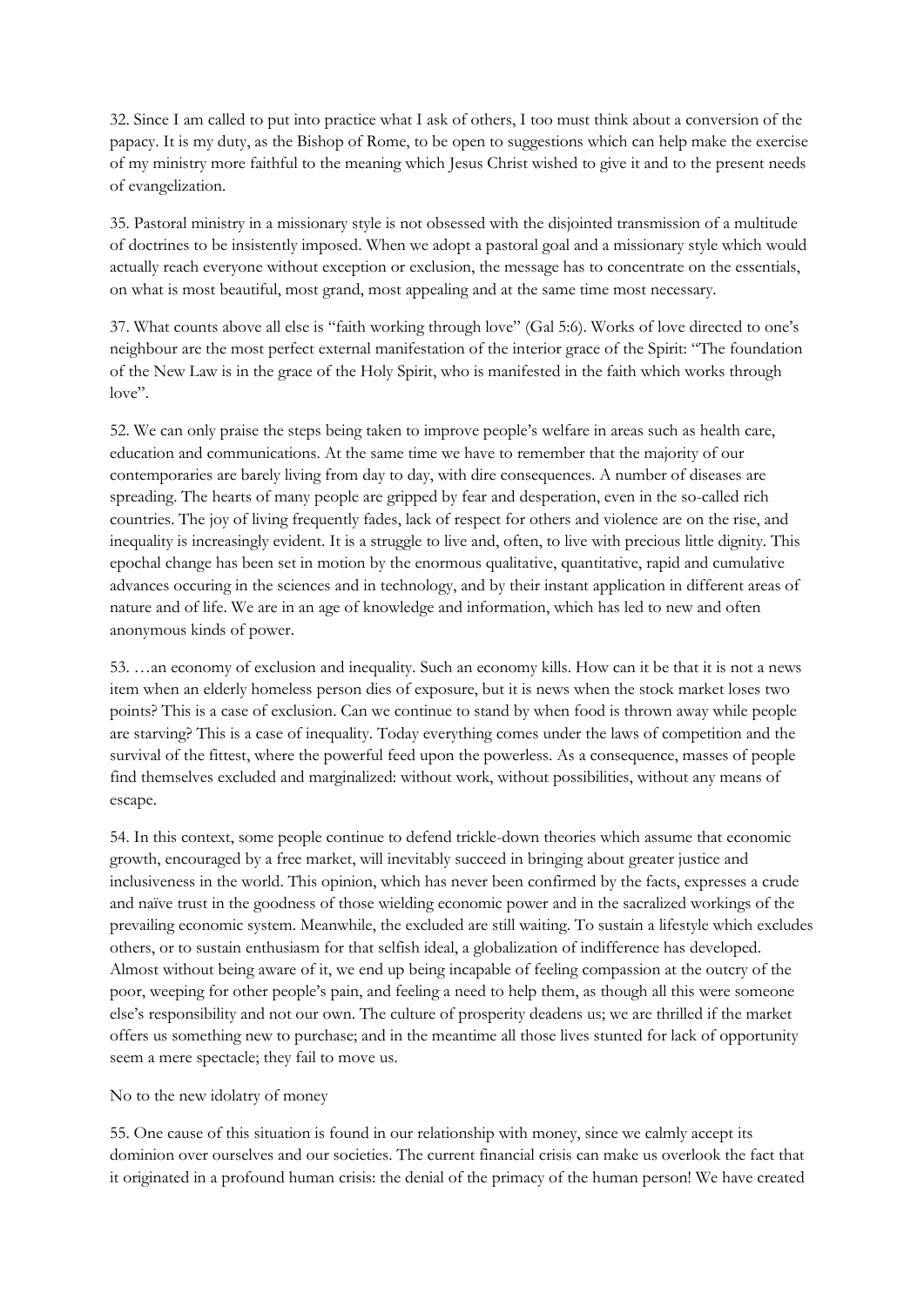32. Since I am called to put into practice what I ask of others, I too must think about a conversion of the papacy. It is my duty, as the Bishop of Rome, to be open to suggestions which can help make the exercise of my ministry more faithful to the meaning which Jesus Christ wished to give it and to the present needs of evangelization.

35. Pastoral ministry in a missionary style is not obsessed with the disjointed transmission of a multitude of doctrines to be insistently imposed. When we adopt a pastoral goal and a missionary style which would actually reach everyone without exception or exclusion, the message has to concentrate on the essentials, on what is most beautiful, most grand, most appealing and at the same time most necessary.

37. What counts above all else is "faith working through love" (Gal 5:6). Works of love directed to one's neighbour are the most perfect external manifestation of the interior grace of the Spirit: "The foundation of the New Law is in the grace of the Holy Spirit, who is manifested in the faith which works through love".

52. We can only praise the steps being taken to improve people's welfare in areas such as health care, education and communications. At the same time we have to remember that the majority of our contemporaries are barely living from day to day, with dire consequences. A number of diseases are spreading. The hearts of many people are gripped by fear and desperation, even in the so-called rich countries. The joy of living frequently fades, lack of respect for others and violence are on the rise, and inequality is increasingly evident. It is a struggle to live and, often, to live with precious little dignity. This epochal change has been set in motion by the enormous qualitative, quantitative, rapid and cumulative advances occuring in the sciences and in technology, and by their instant application in different areas of nature and of life. We are in an age of knowledge and information, which has led to new and often anonymous kinds of power.

53. …an economy of exclusion and inequality. Such an economy kills. How can it be that it is not a news item when an elderly homeless person dies of exposure, but it is news when the stock market loses two points? This is a case of exclusion. Can we continue to stand by when food is thrown away while people are starving? This is a case of inequality. Today everything comes under the laws of competition and the survival of the fittest, where the powerful feed upon the powerless. As a consequence, masses of people find themselves excluded and marginalized: without work, without possibilities, without any means of escape.

54. In this context, some people continue to defend trickle-down theories which assume that economic growth, encouraged by a free market, will inevitably succeed in bringing about greater justice and inclusiveness in the world. This opinion, which has never been confirmed by the facts, expresses a crude and naïve trust in the goodness of those wielding economic power and in the sacralized workings of the prevailing economic system. Meanwhile, the excluded are still waiting. To sustain a lifestyle which excludes others, or to sustain enthusiasm for that selfish ideal, a globalization of indifference has developed. Almost without being aware of it, we end up being incapable of feeling compassion at the outcry of the poor, weeping for other people's pain, and feeling a need to help them, as though all this were someone else's responsibility and not our own. The culture of prosperity deadens us; we are thrilled if the market offers us something new to purchase; and in the meantime all those lives stunted for lack of opportunity seem a mere spectacle; they fail to move us.

No to the new idolatry of money

55. One cause of this situation is found in our relationship with money, since we calmly accept its dominion over ourselves and our societies. The current financial crisis can make us overlook the fact that it originated in a profound human crisis: the denial of the primacy of the human person! We have created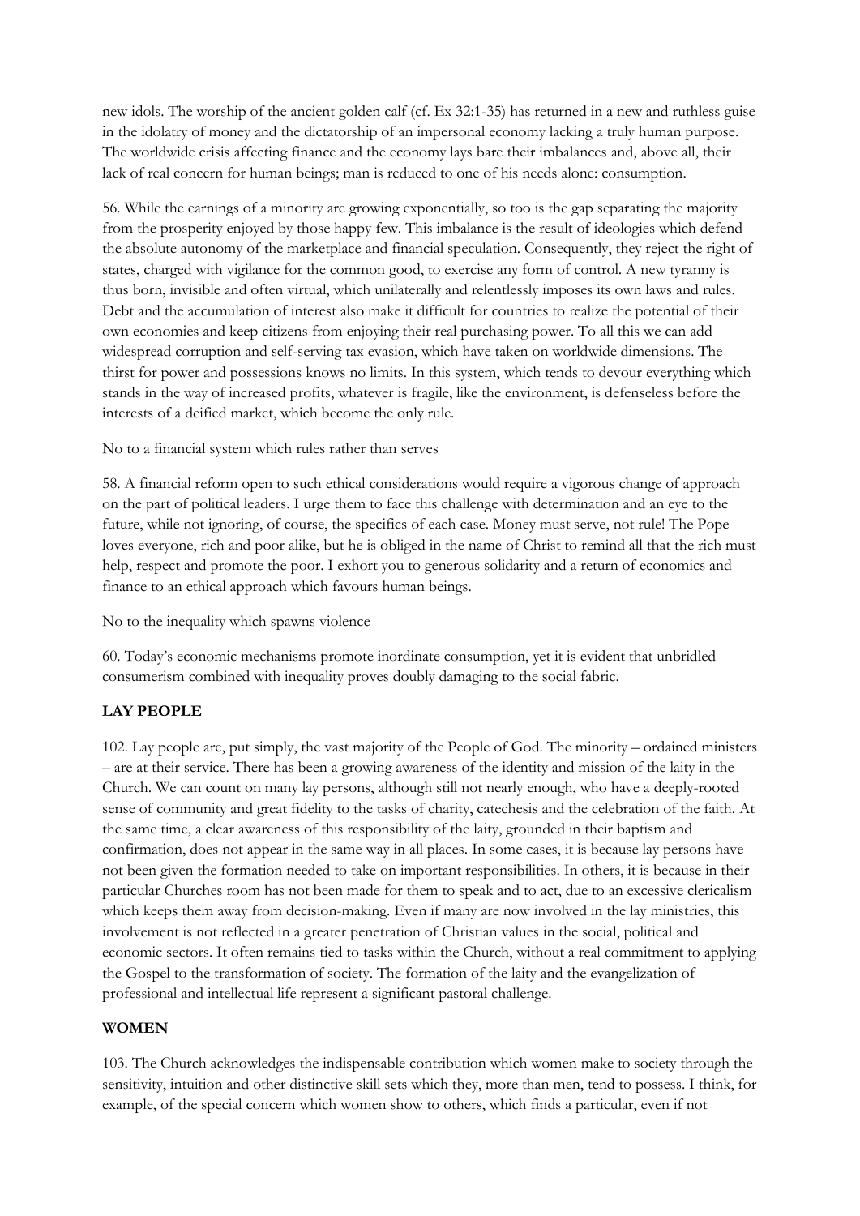new idols. The worship of the ancient golden calf (cf. Ex 32:1-35) has returned in a new and ruthless guise in the idolatry of money and the dictatorship of an impersonal economy lacking a truly human purpose. The worldwide crisis affecting finance and the economy lays bare their imbalances and, above all, their lack of real concern for human beings; man is reduced to one of his needs alone: consumption.

56. While the earnings of a minority are growing exponentially, so too is the gap separating the majority from the prosperity enjoyed by those happy few. This imbalance is the result of ideologies which defend the absolute autonomy of the marketplace and financial speculation. Consequently, they reject the right of states, charged with vigilance for the common good, to exercise any form of control. A new tyranny is thus born, invisible and often virtual, which unilaterally and relentlessly imposes its own laws and rules. Debt and the accumulation of interest also make it difficult for countries to realize the potential of their own economies and keep citizens from enjoying their real purchasing power. To all this we can add widespread corruption and self-serving tax evasion, which have taken on worldwide dimensions. The thirst for power and possessions knows no limits. In this system, which tends to devour everything which stands in the way of increased profits, whatever is fragile, like the environment, is defenseless before the interests of a deified market, which become the only rule.

No to a financial system which rules rather than serves

58. A financial reform open to such ethical considerations would require a vigorous change of approach on the part of political leaders. I urge them to face this challenge with determination and an eye to the future, while not ignoring, of course, the specifics of each case. Money must serve, not rule! The Pope loves everyone, rich and poor alike, but he is obliged in the name of Christ to remind all that the rich must help, respect and promote the poor. I exhort you to generous solidarity and a return of economics and finance to an ethical approach which favours human beings.

No to the inequality which spawns violence

60. Today's economic mechanisms promote inordinate consumption, yet it is evident that unbridled consumerism combined with inequality proves doubly damaging to the social fabric.

**LAY PEOPLE**

102. Lay people are, put simply, the vast majority of the People of God. The minority – ordained ministers – are at their service. There has been a growing awareness of the identity and mission of the laity in the Church. We can count on many lay persons, although still not nearly enough, who have a deeply-rooted sense of community and great fidelity to the tasks of charity, catechesis and the celebration of the faith. At the same time, a clear awareness of this responsibility of the laity, grounded in their baptism and confirmation, does not appear in the same way in all places. In some cases, it is because lay persons have not been given the formation needed to take on important responsibilities. In others, it is because in their particular Churches room has not been made for them to speak and to act, due to an excessive clericalism which keeps them away from decision-making. Even if many are now involved in the lay ministries, this involvement is not reflected in a greater penetration of Christian values in the social, political and economic sectors. It often remains tied to tasks within the Church, without a real commitment to applying the Gospel to the transformation of society. The formation of the laity and the evangelization of professional and intellectual life represent a significant pastoral challenge.

**WOMEN**

103. The Church acknowledges the indispensable contribution which women make to society through the sensitivity, intuition and other distinctive skill sets which they, more than men, tend to possess. I think, for example, of the special concern which women show to others, which finds a particular, even if not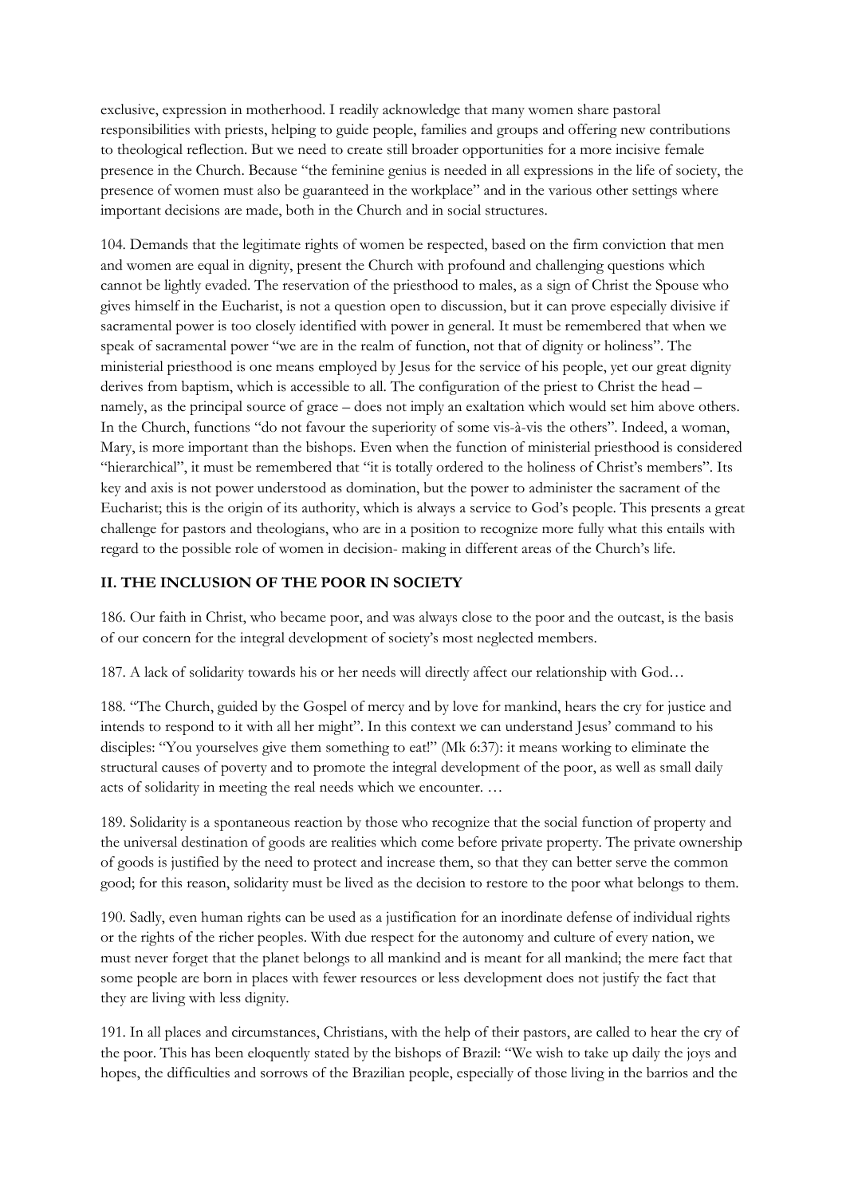exclusive, expression in motherhood. I readily acknowledge that many women share pastoral responsibilities with priests, helping to guide people, families and groups and offering new contributions to theological reflection. But we need to create still broader opportunities for a more incisive female presence in the Church. Because "the feminine genius is needed in all expressions in the life of society, the presence of women must also be guaranteed in the workplace" and in the various other settings where important decisions are made, both in the Church and in social structures.

104. Demands that the legitimate rights of women be respected, based on the firm conviction that men and women are equal in dignity, present the Church with profound and challenging questions which cannot be lightly evaded. The reservation of the priesthood to males, as a sign of Christ the Spouse who gives himself in the Eucharist, is not a question open to discussion, but it can prove especially divisive if sacramental power is too closely identified with power in general. It must be remembered that when we speak of sacramental power "we are in the realm of function, not that of dignity or holiness". The ministerial priesthood is one means employed by Jesus for the service of his people, yet our great dignity derives from baptism, which is accessible to all. The configuration of the priest to Christ the head – namely, as the principal source of grace – does not imply an exaltation which would set him above others. In the Church, functions "do not favour the superiority of some vis-à-vis the others". Indeed, a woman, Mary, is more important than the bishops. Even when the function of ministerial priesthood is considered "hierarchical", it must be remembered that "it is totally ordered to the holiness of Christ's members". Its key and axis is not power understood as domination, but the power to administer the sacrament of the Eucharist; this is the origin of its authority, which is always a service to God's people. This presents a great challenge for pastors and theologians, who are in a position to recognize more fully what this entails with regard to the possible role of women in decision- making in different areas of the Church's life.

## II. THE INCLUSION OF THE POOR IN SOCIETY

186. Our faith in Christ, who became poor, and was always close to the poor and the outcast, is the basis of our concern for the integral development of society's most neglected members.

187. A lack of solidarity towards his or her needs will directly affect our relationship with God…

188. "The Church, guided by the Gospel of mercy and by love for mankind, hears the cry for justice and intends to respond to it with all her might". In this context we can understand Jesus' command to his disciples: "You yourselves give them something to eat!" (Mk 6:37): it means working to eliminate the structural causes of poverty and to promote the integral development of the poor, as well as small daily acts of solidarity in meeting the real needs which we encounter. …

189. Solidarity is a spontaneous reaction by those who recognize that the social function of property and the universal destination of goods are realities which come before private property. The private ownership of goods is justified by the need to protect and increase them, so that they can better serve the common good; for this reason, solidarity must be lived as the decision to restore to the poor what belongs to them.

190. Sadly, even human rights can be used as a justification for an inordinate defense of individual rights or the rights of the richer peoples. With due respect for the autonomy and culture of every nation, we must never forget that the planet belongs to all mankind and is meant for all mankind; the mere fact that some people are born in places with fewer resources or less development does not justify the fact that they are living with less dignity.

191. In all places and circumstances, Christians, with the help of their pastors, are called to hear the cry of the poor. This has been eloquently stated by the bishops of Brazil: "We wish to take up daily the joys and hopes, the difficulties and sorrows of the Brazilian people, especially of those living in the barrios and the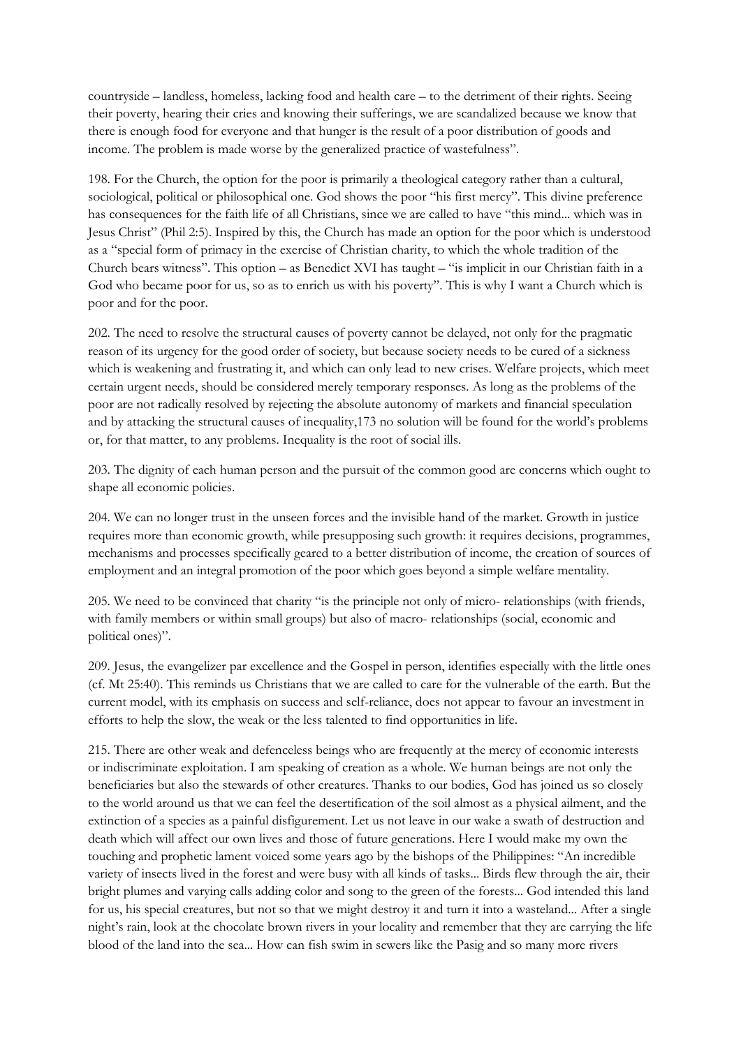countryside – landless, homeless, lacking food and health care – to the detriment of their rights. Seeing their poverty, hearing their cries and knowing their sufferings, we are scandalized because we know that there is enough food for everyone and that hunger is the result of a poor distribution of goods and income. The problem is made worse by the generalized practice of wastefulness".

198. For the Church, the option for the poor is primarily a theological category rather than a cultural, sociological, political or philosophical one. God shows the poor "his first mercy". This divine preference has consequences for the faith life of all Christians, since we are called to have "this mind... which was in Jesus Christ" (Phil 2:5). Inspired by this, the Church has made an option for the poor which is understood as a "special form of primacy in the exercise of Christian charity, to which the whole tradition of the Church bears witness". This option – as Benedict XVI has taught – "is implicit in our Christian faith in a God who became poor for us, so as to enrich us with his poverty". This is why I want a Church which is poor and for the poor.

202. The need to resolve the structural causes of poverty cannot be delayed, not only for the pragmatic reason of its urgency for the good order of society, but because society needs to be cured of a sickness which is weakening and frustrating it, and which can only lead to new crises. Welfare projects, which meet certain urgent needs, should be considered merely temporary responses. As long as the problems of the poor are not radically resolved by rejecting the absolute autonomy of markets and financial speculation and by attacking the structural causes of inequality,173 no solution will be found for the world's problems or, for that matter, to any problems. Inequality is the root of social ills.

203. The dignity of each human person and the pursuit of the common good are concerns which ought to shape all economic policies.

204. We can no longer trust in the unseen forces and the invisible hand of the market. Growth in justice requires more than economic growth, while presupposing such growth: it requires decisions, programmes, mechanisms and processes specifically geared to a better distribution of income, the creation of sources of employment and an integral promotion of the poor which goes beyond a simple welfare mentality.

205. We need to be convinced that charity "is the principle not only of micro- relationships (with friends, with family members or within small groups) but also of macro- relationships (social, economic and political ones)".

209. Jesus, the evangelizer par excellence and the Gospel in person, identifies especially with the little ones (cf. Mt 25:40). This reminds us Christians that we are called to care for the vulnerable of the earth. But the current model, with its emphasis on success and self-reliance, does not appear to favour an investment in efforts to help the slow, the weak or the less talented to find opportunities in life.

215. There are other weak and defenceless beings who are frequently at the mercy of economic interests or indiscriminate exploitation. I am speaking of creation as a whole. We human beings are not only the beneficiaries but also the stewards of other creatures. Thanks to our bodies, God has joined us so closely to the world around us that we can feel the desertification of the soil almost as a physical ailment, and the extinction of a species as a painful disfigurement. Let us not leave in our wake a swath of destruction and death which will affect our own lives and those of future generations. Here I would make my own the touching and prophetic lament voiced some years ago by the bishops of the Philippines: "An incredible variety of insects lived in the forest and were busy with all kinds of tasks... Birds flew through the air, their bright plumes and varying calls adding color and song to the green of the forests... God intended this land for us, his special creatures, but not so that we might destroy it and turn it into a wasteland... After a single night's rain, look at the chocolate brown rivers in your locality and remember that they are carrying the life blood of the land into the sea... How can fish swim in sewers like the Pasig and so many more rivers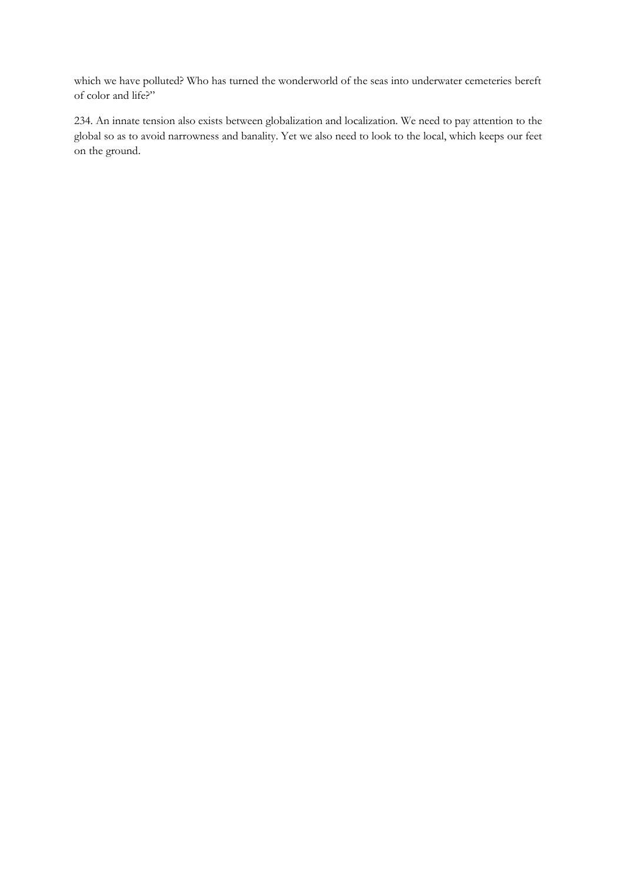which we have polluted? Who has turned the wonderworld of the seas into underwater cemeteries bereft of color and life?"

234. An innate tension also exists between globalization and localization. We need to pay attention to the global so as to avoid narrowness and banality. Yet we also need to look to the local, which keeps our feet on the ground.